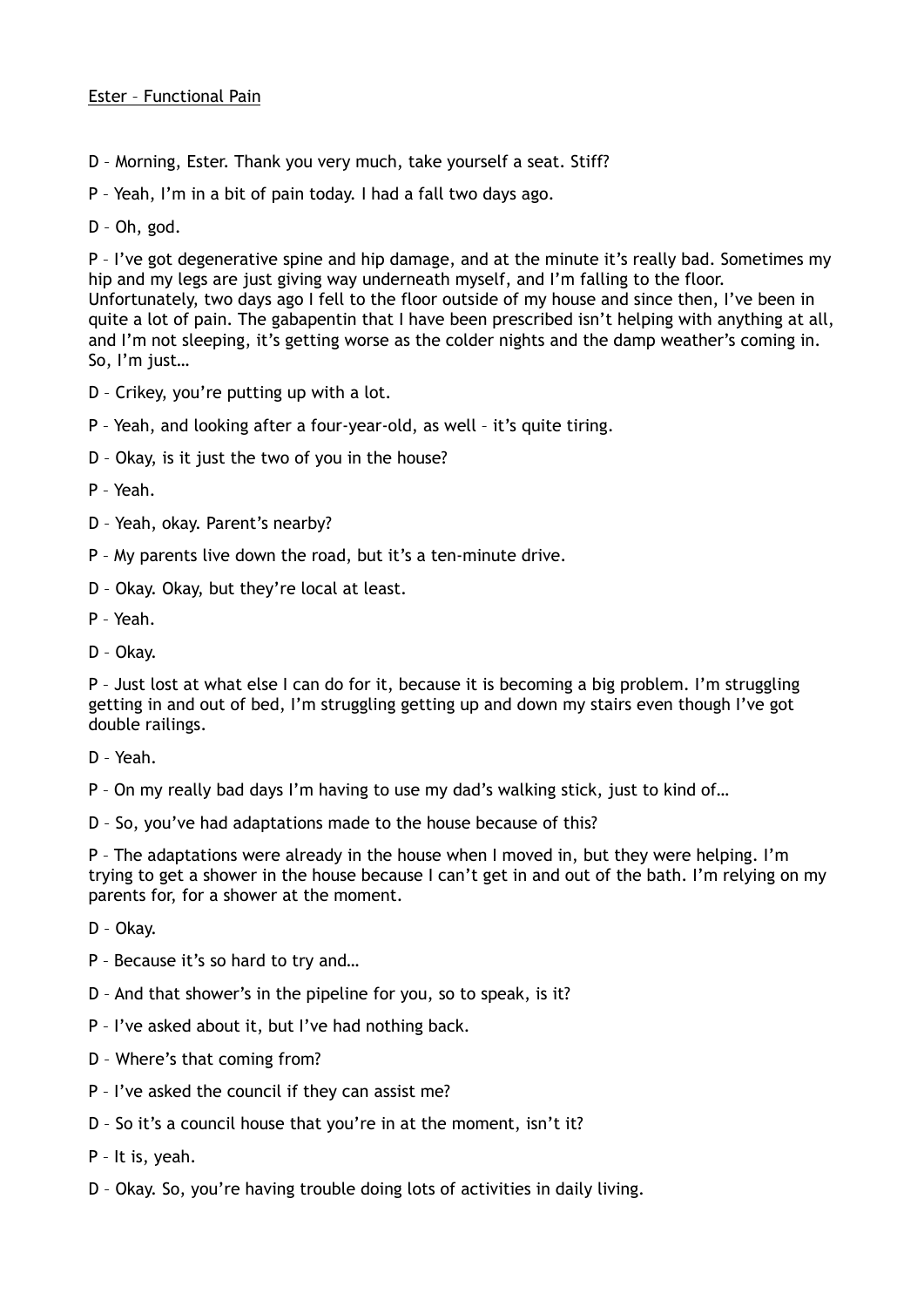Ester – Functional Pain

D – Morning, Ester. Thank you very much, take yourself a seat. Stiff?

P – Yeah, I'm in a bit of pain today. I had a fall two days ago.

D – Oh, god.

P – I've got degenerative spine and hip damage, and at the minute it's really bad. Sometimes my hip and my legs are just giving way underneath myself, and I'm falling to the floor. Unfortunately, two days ago I fell to the floor outside of my house and since then, I've been in quite a lot of pain. The gabapentin that I have been prescribed isn't helping with anything at all, and I'm not sleeping, it's getting worse as the colder nights and the damp weather's coming in. So, I'm just…

D – Crikey, you're putting up with a lot.

P – Yeah, and looking after a four-year-old, as well – it's quite tiring.

D – Okay, is it just the two of you in the house?

P – Yeah.

D – Yeah, okay. Parent's nearby?

P – My parents live down the road, but it's a ten-minute drive.

D – Okay. Okay, but they're local at least.

P – Yeah.

D – Okay.

P – Just lost at what else I can do for it, because it is becoming a big problem. I'm struggling getting in and out of bed, I'm struggling getting up and down my stairs even though I've got double railings.

D – Yeah.

P – On my really bad days I'm having to use my dad's walking stick, just to kind of…

D – So, you've had adaptations made to the house because of this?

P – The adaptations were already in the house when I moved in, but they were helping. I'm trying to get a shower in the house because I can't get in and out of the bath. I'm relying on my parents for, for a shower at the moment.

D – Okay.

P – Because it's so hard to try and…

D – And that shower's in the pipeline for you, so to speak, is it?

P – I've asked about it, but I've had nothing back.

D – Where's that coming from?

P – I've asked the council if they can assist me?

D – So it's a council house that you're in at the moment, isn't it?

P – It is, yeah.

D – Okay. So, you're having trouble doing lots of activities in daily living.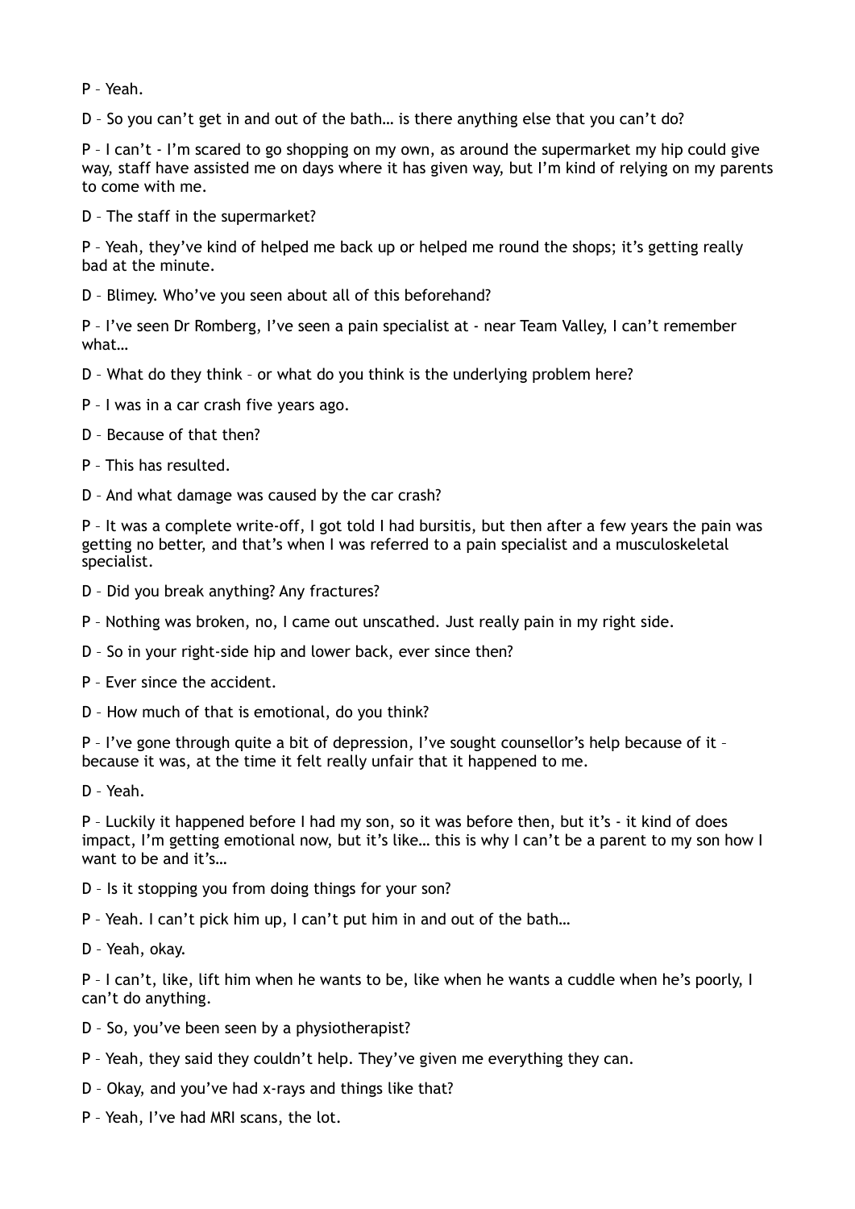P – Yeah.

D – So you can't get in and out of the bath… is there anything else that you can't do?

P – I can't - I'm scared to go shopping on my own, as around the supermarket my hip could give way, staff have assisted me on days where it has given way, but I'm kind of relying on my parents to come with me.

D – The staff in the supermarket?

P – Yeah, they've kind of helped me back up or helped me round the shops; it's getting really bad at the minute.

D – Blimey. Who've you seen about all of this beforehand?

P – I've seen Dr Romberg, I've seen a pain specialist at - near Team Valley, I can't remember what…

D – What do they think – or what do you think is the underlying problem here?

P – I was in a car crash five years ago.

D – Because of that then?

P – This has resulted.

D – And what damage was caused by the car crash?

P – It was a complete write-off, I got told I had bursitis, but then after a few years the pain was getting no better, and that's when I was referred to a pain specialist and a musculoskeletal specialist.

D – Did you break anything? Any fractures?

P – Nothing was broken, no, I came out unscathed. Just really pain in my right side.

D – So in your right-side hip and lower back, ever since then?

P – Ever since the accident.

D – How much of that is emotional, do you think?

P – I've gone through quite a bit of depression, I've sought counsellor's help because of it – because it was, at the time it felt really unfair that it happened to me.

D – Yeah.

P – Luckily it happened before I had my son, so it was before then, but it's - it kind of does impact, I'm getting emotional now, but it's like… this is why I can't be a parent to my son how I want to be and it's…

D – Is it stopping you from doing things for your son?

P – Yeah. I can't pick him up, I can't put him in and out of the bath…

D – Yeah, okay.

P – I can't, like, lift him when he wants to be, like when he wants a cuddle when he's poorly, I can't do anything.

D – So, you've been seen by a physiotherapist?

P – Yeah, they said they couldn't help. They've given me everything they can.

D – Okay, and you've had x-rays and things like that?

P – Yeah, I've had MRI scans, the lot.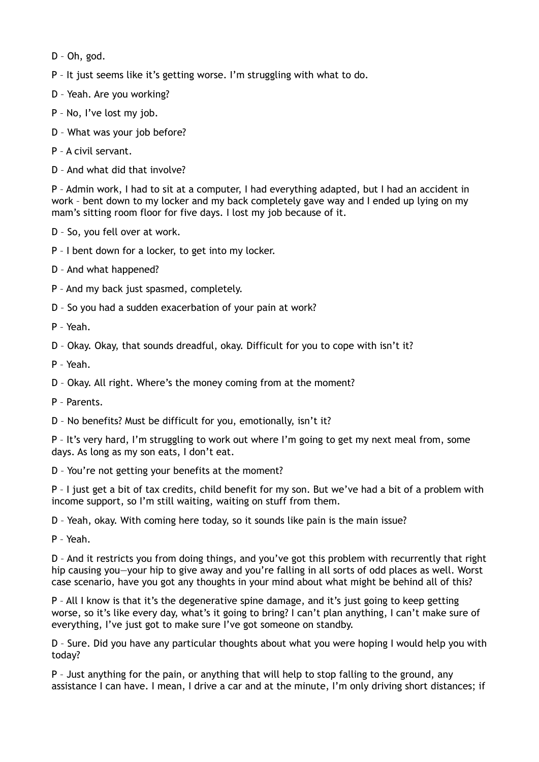D – Oh, god.

P – It just seems like it's getting worse. I'm struggling with what to do.

D – Yeah. Are you working?

P – No, I've lost my job.

D – What was your job before?

P – A civil servant.

D – And what did that involve?

P – Admin work, I had to sit at a computer, I had everything adapted, but I had an accident in work – bent down to my locker and my back completely gave way and I ended up lying on my mam's sitting room floor for five days. I lost my job because of it.

D – So, you fell over at work.

P – I bent down for a locker, to get into my locker.

D – And what happened?

P – And my back just spasmed, completely.

D – So you had a sudden exacerbation of your pain at work?

P – Yeah.

D – Okay. Okay, that sounds dreadful, okay. Difficult for you to cope with isn't it?

P – Yeah.

D – Okay. All right. Where's the money coming from at the moment?

P – Parents.

D – No benefits? Must be difficult for you, emotionally, isn't it?

P – It's very hard, I'm struggling to work out where I'm going to get my next meal from, some days. As long as my son eats, I don't eat.

D – You're not getting your benefits at the moment?

P – I just get a bit of tax credits, child benefit for my son. But we've had a bit of a problem with income support, so I'm still waiting, waiting on stuff from them.

D – Yeah, okay. With coming here today, so it sounds like pain is the main issue?

P – Yeah.

D – And it restricts you from doing things, and you've got this problem with recurrently that right hip causing you—your hip to give away and you're falling in all sorts of odd places as well. Worst case scenario, have you got any thoughts in your mind about what might be behind all of this?

P – All I know is that it's the degenerative spine damage, and it's just going to keep getting worse, so it's like every day, what's it going to bring? I can't plan anything, I can't make sure of everything, I've just got to make sure I've got someone on standby.

D – Sure. Did you have any particular thoughts about what you were hoping I would help you with today?

P – Just anything for the pain, or anything that will help to stop falling to the ground, any assistance I can have. I mean, I drive a car and at the minute, I'm only driving short distances; if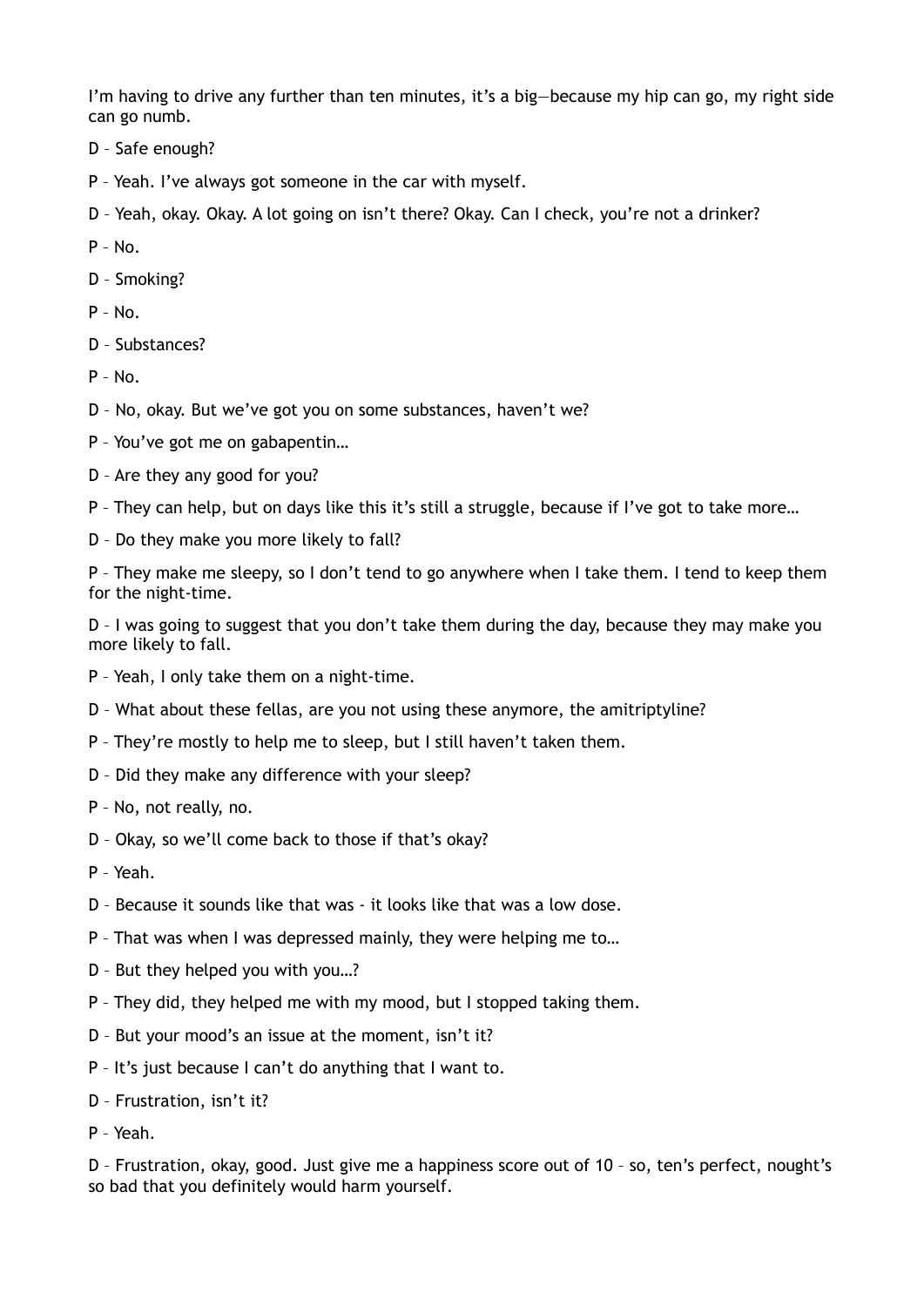I'm having to drive any further than ten minutes, it's a big—because my hip can go, my right side can go numb.

D – Safe enough?

P – Yeah. I've always got someone in the car with myself.

D – Yeah, okay. Okay. A lot going on isn't there? Okay. Can I check, you're not a drinker?

P – No.

D – Smoking?

P – No.

D – Substances?

P – No.

D – No, okay. But we've got you on some substances, haven't we?

P – You've got me on gabapentin…

D – Are they any good for you?

P – They can help, but on days like this it's still a struggle, because if I've got to take more…

D – Do they make you more likely to fall?

P – They make me sleepy, so I don't tend to go anywhere when I take them. I tend to keep them for the night-time.

D – I was going to suggest that you don't take them during the day, because they may make you more likely to fall.

P – Yeah, I only take them on a night-time.

D – What about these fellas, are you not using these anymore, the amitriptyline?

P – They're mostly to help me to sleep, but I still haven't taken them.

D – Did they make any difference with your sleep?

P – No, not really, no.

D – Okay, so we'll come back to those if that's okay?

P – Yeah.

D – Because it sounds like that was - it looks like that was a low dose.

P – That was when I was depressed mainly, they were helping me to…

D – But they helped you with you…?

P – They did, they helped me with my mood, but I stopped taking them.

D – But your mood's an issue at the moment, isn't it?

P – It's just because I can't do anything that I want to.

D – Frustration, isn't it?

P – Yeah.

D – Frustration, okay, good. Just give me a happiness score out of 10 – so, ten's perfect, nought's so bad that you definitely would harm yourself.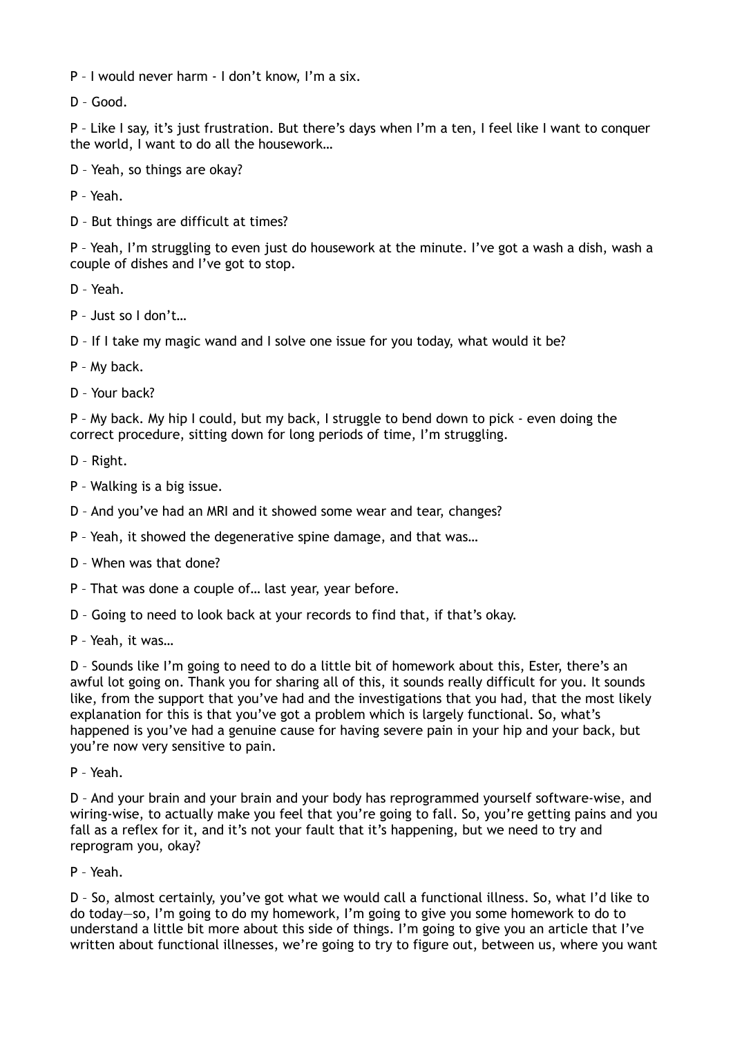P – I would never harm - I don't know, I'm a six.

D – Good.

P – Like I say, it's just frustration. But there's days when I'm a ten, I feel like I want to conquer the world, I want to do all the housework…

D – Yeah, so things are okay?

P – Yeah.

D – But things are difficult at times?

P – Yeah, I'm struggling to even just do housework at the minute. I've got a wash a dish, wash a couple of dishes and I've got to stop.

D – Yeah.

P – Just so I don't…

D – If I take my magic wand and I solve one issue for you today, what would it be?

P – My back.

D – Your back?

P – My back. My hip I could, but my back, I struggle to bend down to pick - even doing the correct procedure, sitting down for long periods of time, I'm struggling.

D – Right.

P – Walking is a big issue.

D – And you've had an MRI and it showed some wear and tear, changes?

P – Yeah, it showed the degenerative spine damage, and that was…

D – When was that done?

P – That was done a couple of… last year, year before.

D – Going to need to look back at your records to find that, if that's okay.

P – Yeah, it was…

D – Sounds like I'm going to need to do a little bit of homework about this, Ester, there's an awful lot going on. Thank you for sharing all of this, it sounds really difficult for you. It sounds like, from the support that you've had and the investigations that you had, that the most likely explanation for this is that you've got a problem which is largely functional. So, what's happened is you've had a genuine cause for having severe pain in your hip and your back, but you're now very sensitive to pain.

P – Yeah.

D – And your brain and your brain and your body has reprogrammed yourself software-wise, and wiring-wise, to actually make you feel that you're going to fall. So, you're getting pains and you fall as a reflex for it, and it's not your fault that it's happening, but we need to try and reprogram you, okay?

P – Yeah.

D – So, almost certainly, you've got what we would call a functional illness. So, what I'd like to do today—so, I'm going to do my homework, I'm going to give you some homework to do to understand a little bit more about this side of things. I'm going to give you an article that I've written about functional illnesses, we're going to try to figure out, between us, where you want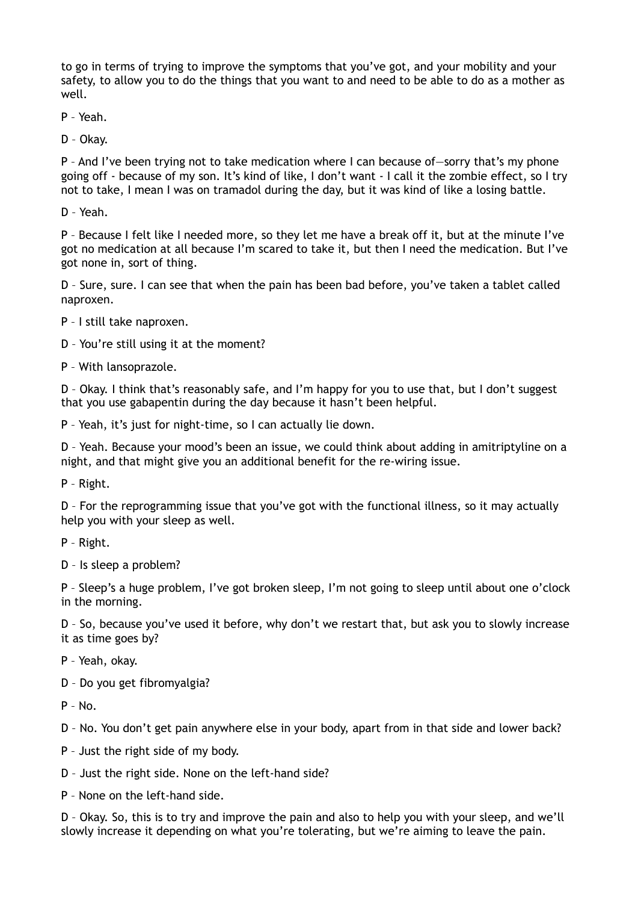to go in terms of trying to improve the symptoms that you've got, and your mobility and your safety, to allow you to do the things that you want to and need to be able to do as a mother as well.

P – Yeah.

D – Okay.

P – And I've been trying not to take medication where I can because of—sorry that's my phone going off - because of my son. It's kind of like, I don't want - I call it the zombie effect, so I try not to take, I mean I was on tramadol during the day, but it was kind of like a losing battle.

D – Yeah.

P – Because I felt like I needed more, so they let me have a break off it, but at the minute I've got no medication at all because I'm scared to take it, but then I need the medication. But I've got none in, sort of thing.

D – Sure, sure. I can see that when the pain has been bad before, you've taken a tablet called naproxen.

P – I still take naproxen.

D – You're still using it at the moment?

P – With lansoprazole.

D – Okay. I think that's reasonably safe, and I'm happy for you to use that, but I don't suggest that you use gabapentin during the day because it hasn't been helpful.

P – Yeah, it's just for night-time, so I can actually lie down.

D – Yeah. Because your mood's been an issue, we could think about adding in amitriptyline on a night, and that might give you an additional benefit for the re-wiring issue.

P – Right.

D – For the reprogramming issue that you've got with the functional illness, so it may actually help you with your sleep as well.

P – Right.

D – Is sleep a problem?

P – Sleep's a huge problem, I've got broken sleep, I'm not going to sleep until about one o'clock in the morning.

D – So, because you've used it before, why don't we restart that, but ask you to slowly increase it as time goes by?

P – Yeah, okay.

D – Do you get fibromyalgia?

P – No.

D – No. You don't get pain anywhere else in your body, apart from in that side and lower back?

P – Just the right side of my body.

D – Just the right side. None on the left-hand side?

P – None on the left-hand side.

D – Okay. So, this is to try and improve the pain and also to help you with your sleep, and we'll slowly increase it depending on what you're tolerating, but we're aiming to leave the pain.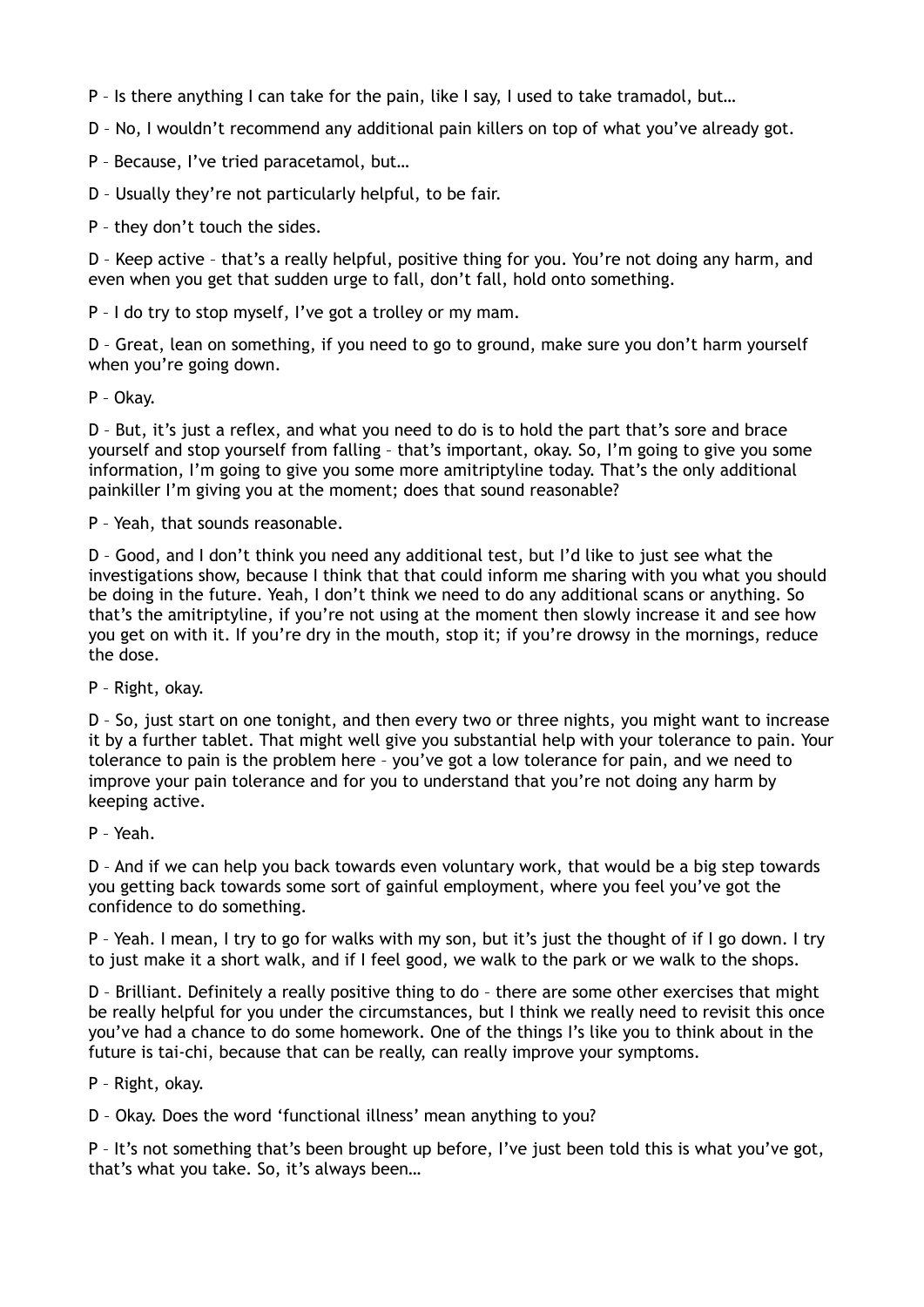P – Is there anything I can take for the pain, like I say, I used to take tramadol, but…

D – No, I wouldn't recommend any additional pain killers on top of what you've already got.

P – Because, I've tried paracetamol, but…

D – Usually they're not particularly helpful, to be fair.

P – they don't touch the sides.

D – Keep active – that's a really helpful, positive thing for you. You're not doing any harm, and even when you get that sudden urge to fall, don't fall, hold onto something.

P – I do try to stop myself, I've got a trolley or my mam.

D – Great, lean on something, if you need to go to ground, make sure you don't harm yourself when you're going down.

P – Okay.

D – But, it's just a reflex, and what you need to do is to hold the part that's sore and brace yourself and stop yourself from falling – that's important, okay. So, I'm going to give you some information, I'm going to give you some more amitriptyline today. That's the only additional painkiller I'm giving you at the moment; does that sound reasonable?

P – Yeah, that sounds reasonable.

D – Good, and I don't think you need any additional test, but I'd like to just see what the investigations show, because I think that that could inform me sharing with you what you should be doing in the future. Yeah, I don't think we need to do any additional scans or anything. So that's the amitriptyline, if you're not using at the moment then slowly increase it and see how you get on with it. If you're dry in the mouth, stop it; if you're drowsy in the mornings, reduce the dose.

P – Right, okay.

D – So, just start on one tonight, and then every two or three nights, you might want to increase it by a further tablet. That might well give you substantial help with your tolerance to pain. Your tolerance to pain is the problem here – you've got a low tolerance for pain, and we need to improve your pain tolerance and for you to understand that you're not doing any harm by keeping active.

P – Yeah.

D – And if we can help you back towards even voluntary work, that would be a big step towards you getting back towards some sort of gainful employment, where you feel you've got the confidence to do something.

P – Yeah. I mean, I try to go for walks with my son, but it's just the thought of if I go down. I try to just make it a short walk, and if I feel good, we walk to the park or we walk to the shops.

D – Brilliant. Definitely a really positive thing to do – there are some other exercises that might be really helpful for you under the circumstances, but I think we really need to revisit this once you've had a chance to do some homework. One of the things I's like you to think about in the future is tai-chi, because that can be really, can really improve your symptoms.

P – Right, okay.

D – Okay. Does the word 'functional illness' mean anything to you?

P – It's not something that's been brought up before, I've just been told this is what you've got, that's what you take. So, it's always been…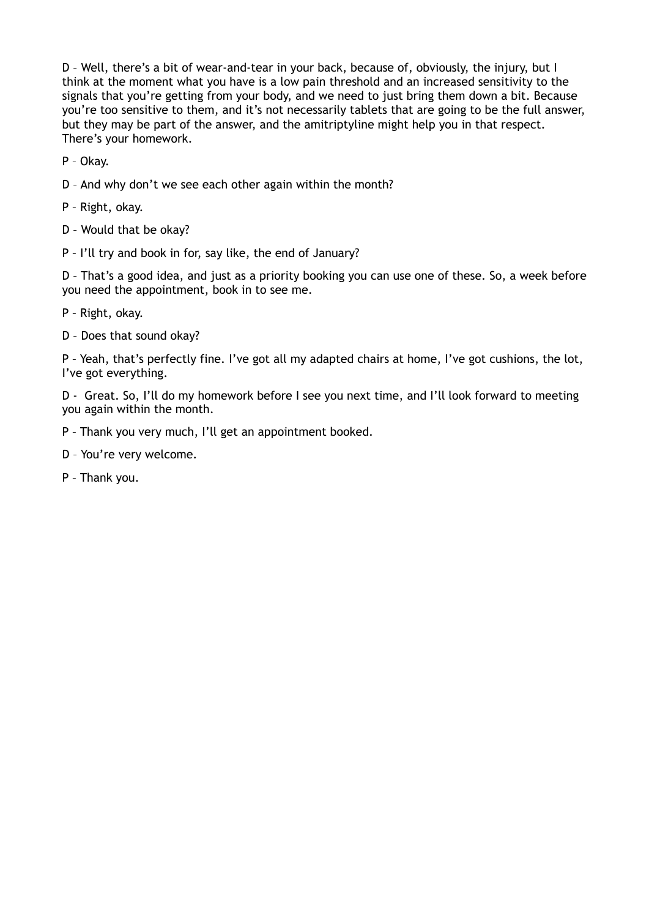D – Well, there's a bit of wear-and-tear in your back, because of, obviously, the injury, but I think at the moment what you have is a low pain threshold and an increased sensitivity to the signals that you're getting from your body, and we need to just bring them down a bit. Because you're too sensitive to them, and it's not necessarily tablets that are going to be the full answer, but they may be part of the answer, and the amitriptyline might help you in that respect. There's your homework.

P – Okay.

D – And why don't we see each other again within the month?

P – Right, okay.

D – Would that be okay?

P – I'll try and book in for, say like, the end of January?

D – That's a good idea, and just as a priority booking you can use one of these. So, a week before you need the appointment, book in to see me.

P – Right, okay.

D – Does that sound okay?

P – Yeah, that's perfectly fine. I've got all my adapted chairs at home, I've got cushions, the lot, I've got everything.

D - Great. So, I'll do my homework before I see you next time, and I'll look forward to meeting you again within the month.

P – Thank you very much, I'll get an appointment booked.

D – You're very welcome.

P – Thank you.